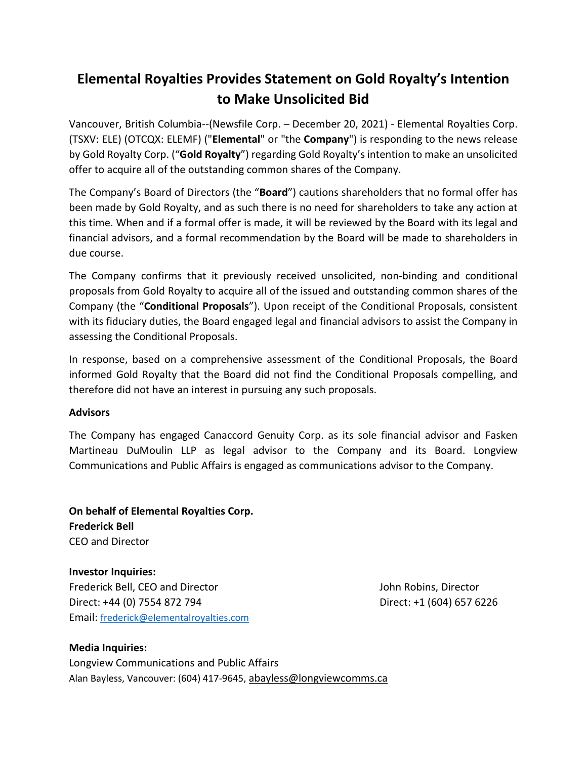# Elemental Royalties Provides Statement on Gold Royalty's Intention to Make Unsolicited Bid

Vancouver, British Columbia--(Newsfile Corp. – December 20, 2021) - Elemental Royalties Corp. (TSXV: ELE) (OTCQX: ELEMF) ("**Elemental**" or "the **Company**") is responding to the news release by Gold Royalty Corp. ("**Gold Royalty**") regarding Gold Royalty's intention to make an unsolicited offer to acquire all of the outstanding common shares of the Company.

The Company's Board of Directors (the "**Board**") cautions shareholders that no formal offer has been made by Gold Royalty, and as such there is no need for shareholders to take any action at this time. When and if a formal offer is made, it will be reviewed by the Board with its legal and financial advisors, and a formal recommendation by the Board will be made to shareholders in due course.

The Company confirms that it previously received unsolicited, non-binding and conditional proposals from Gold Royalty to acquire all of the issued and outstanding common shares of the Company (the "**Conditional Proposals**"). Upon receipt of the Conditional Proposals, consistent with its fiduciary duties, the Board engaged legal and financial advisors to assist the Company in assessing the Conditional Proposals.

In response, based on a comprehensive assessment of the Conditional Proposals, the Board informed Gold Royalty that the Board did not find the Conditional Proposals compelling, and therefore did not have an interest in pursuing any such proposals.

**Advisors**

The Company has engaged Canaccord Genuity Corp. as its sole financial advisor and Fasken Martineau DuMoulin LLP as legal advisor to the Company and its Board. Longview Communications and Public Affairs is engaged as communications advisor to the Company.

**On behalf of Elemental Royalties Corp.**
**Frederick Bell**
CEO and Director

**Investor Inquiries:**

Frederick Bell, CEO and Director
Direct: +44 (0) 7554 872 794
Email: frederick@elementalroyalties.com

John Robins, Director
Direct: +1 (604) 657 6226

**Media Inquiries:**
Longview Communications and Public Affairs
Alan Bayless, Vancouver: (604) 417-9645, abayless@longviewcomms.ca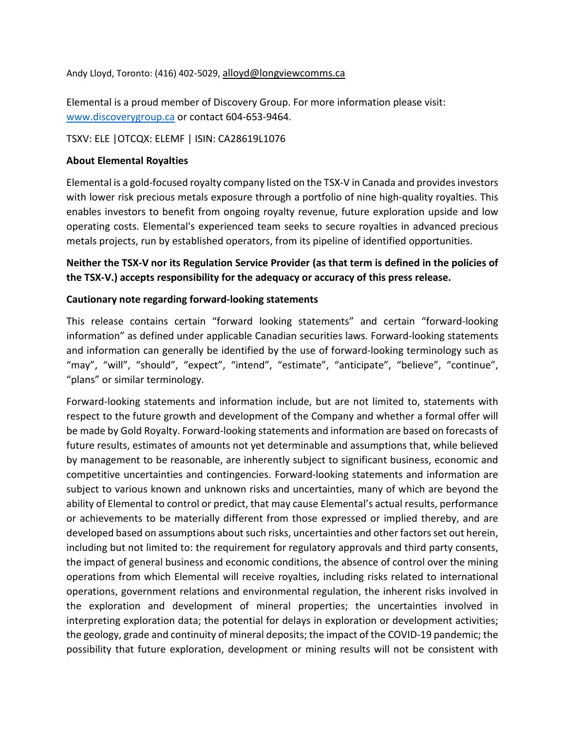Andy Lloyd, Toronto: (416) 402-5029, alloyd@longviewcomms.ca

Elemental is a proud member of Discovery Group. For more information please visit: www.discoverygroup.ca or contact 604-653-9464.

TSXV: ELE |OTCQX: ELEMF | ISIN: CA28619L1076

**About Elemental Royalties**

Elemental is a gold-focused royalty company listed on the TSX-V in Canada and provides investors with lower risk precious metals exposure through a portfolio of nine high-quality royalties. This enables investors to benefit from ongoing royalty revenue, future exploration upside and low operating costs. Elemental's experienced team seeks to secure royalties in advanced precious metals projects, run by established operators, from its pipeline of identified opportunities.

**Neither the TSX-V nor its Regulation Service Provider (as that term is defined in the policies of the TSX-V.) accepts responsibility for the adequacy or accuracy of this press release.**

**Cautionary note regarding forward-looking statements**

This release contains certain "forward looking statements" and certain "forward-looking information" as defined under applicable Canadian securities laws. Forward-looking statements and information can generally be identified by the use of forward-looking terminology such as "may", "will", "should", "expect", "intend", "estimate", "anticipate", "believe", "continue", "plans" or similar terminology.

Forward-looking statements and information include, but are not limited to, statements with respect to the future growth and development of the Company and whether a formal offer will be made by Gold Royalty. Forward-looking statements and information are based on forecasts of future results, estimates of amounts not yet determinable and assumptions that, while believed by management to be reasonable, are inherently subject to significant business, economic and competitive uncertainties and contingencies. Forward-looking statements and information are subject to various known and unknown risks and uncertainties, many of which are beyond the ability of Elemental to control or predict, that may cause Elemental's actual results, performance or achievements to be materially different from those expressed or implied thereby, and are developed based on assumptions about such risks, uncertainties and other factors set out herein, including but not limited to: the requirement for regulatory approvals and third party consents, the impact of general business and economic conditions, the absence of control over the mining operations from which Elemental will receive royalties, including risks related to international operations, government relations and environmental regulation, the inherent risks involved in the exploration and development of mineral properties; the uncertainties involved in interpreting exploration data; the potential for delays in exploration or development activities; the geology, grade and continuity of mineral deposits; the impact of the COVID-19 pandemic; the possibility that future exploration, development or mining results will not be consistent with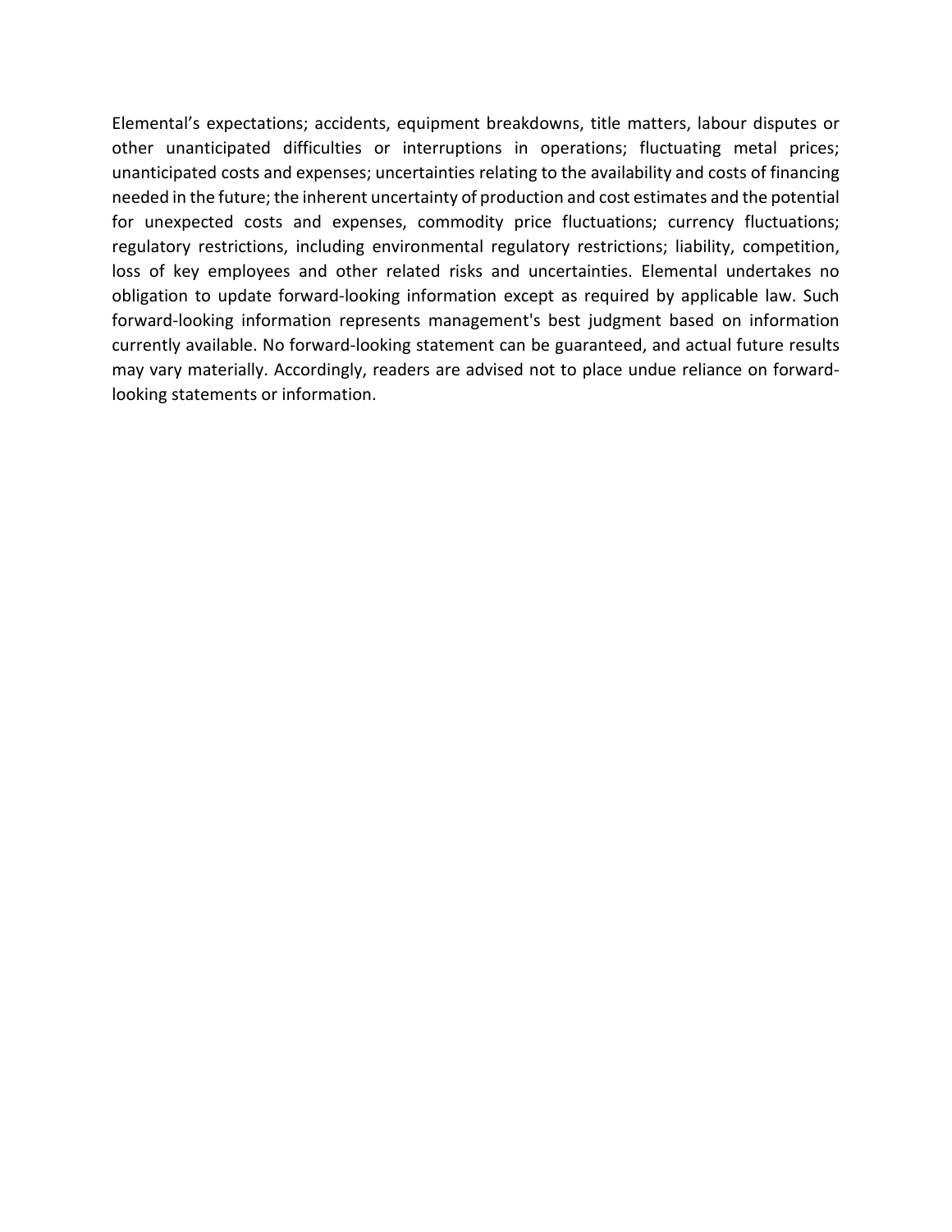Elemental's expectations; accidents, equipment breakdowns, title matters, labour disputes or other unanticipated difficulties or interruptions in operations; fluctuating metal prices; unanticipated costs and expenses; uncertainties relating to the availability and costs of financing needed in the future; the inherent uncertainty of production and cost estimates and the potential for unexpected costs and expenses, commodity price fluctuations; currency fluctuations; regulatory restrictions, including environmental regulatory restrictions; liability, competition, loss of key employees and other related risks and uncertainties. Elemental undertakes no obligation to update forward-looking information except as required by applicable law. Such forward-looking information represents management's best judgment based on information currently available. No forward-looking statement can be guaranteed, and actual future results may vary materially. Accordingly, readers are advised not to place undue reliance on forward-looking statements or information.